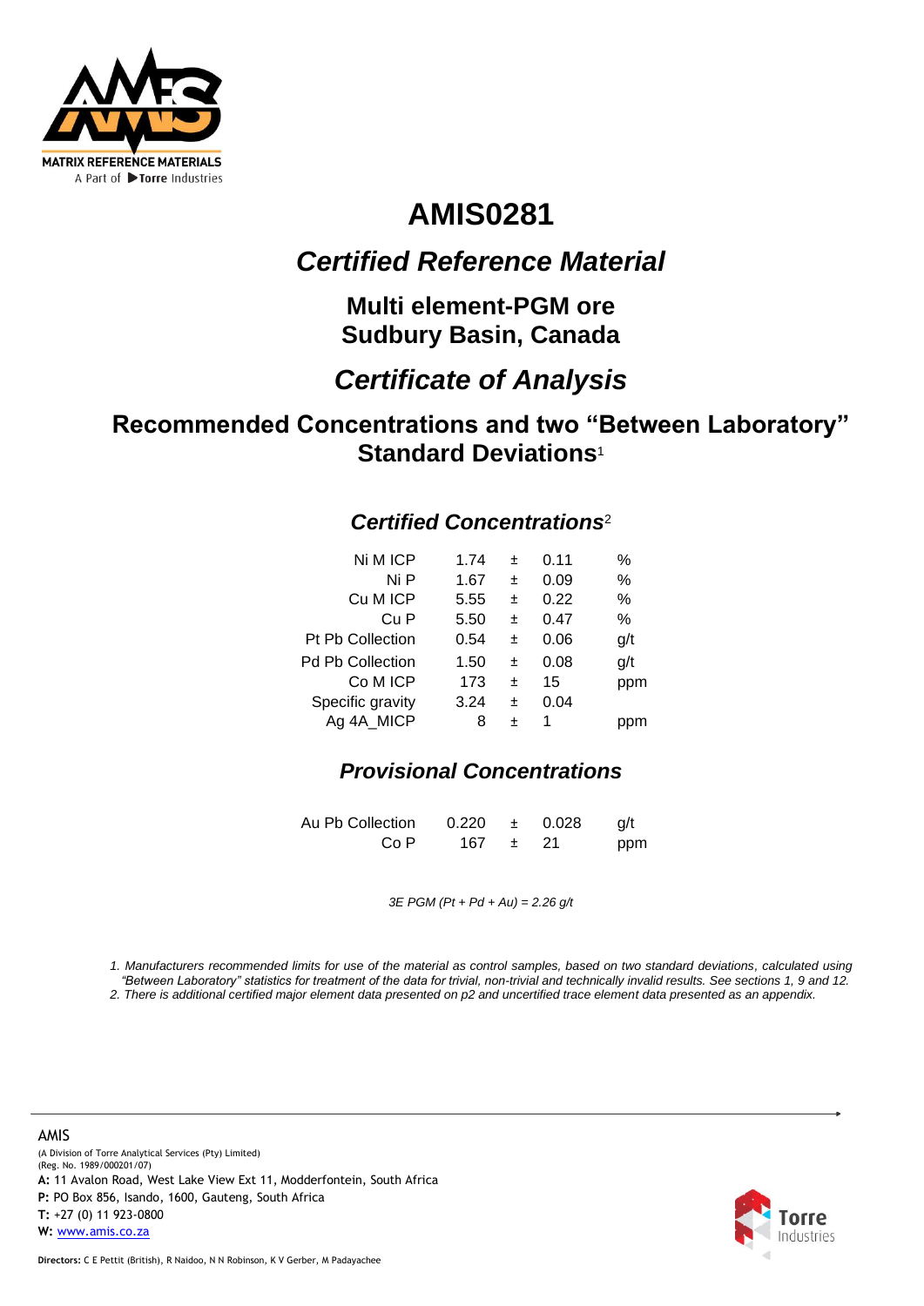MATRIX REFERENCE MATERIALS
A Part of Torre Industries

# AMIS0281

## *Certified Reference Material*

### Multi element-PGM ore
### Sudbury Basin, Canada

## *Certificate of Analysis*

### Recommended Concentrations and two "Between Laboratory" Standard Deviations[1]

### *Certified Concentrations*[2]

| | | | | |
|---|---|---|---|---|
| Ni M ICP | 1.74 | ± | 0.11 | % |
| Ni P | 1.67 | ± | 0.09 | % |
| Cu M ICP | 5.55 | ± | 0.22 | % |
| Cu P | 5.50 | ± | 0.47 | % |
| Pt Pb Collection | 0.54 | ± | 0.06 | g/t |
| Pd Pb Collection | 1.50 | ± | 0.08 | g/t |
| Co M ICP | 173 | ± | 15 | ppm |
| Specific gravity | 3.24 | ± | 0.04 | |
| Ag 4A_MICP | 8 | ± | 1 | ppm |

### *Provisional Concentrations*

| | | | | |
|---|---|---|---|---|
| Au Pb Collection | 0.220 | ± | 0.028 | g/t |
| Co P | 167 | ± | 21 | ppm |

*3E PGM (Pt + Pd + Au) = 2.26 g/t*

*1. Manufacturers recommended limits for use of the material as control samples, based on two standard deviations, calculated using "Between Laboratory" statistics for treatment of the data for trivial, non-trivial and technically invalid results. See sections 1, 9 and 12.*
*2. There is additional certified major element data presented on p2 and uncertified trace element data presented as an appendix.*

AMIS
(A Division of Torre Analytical Services (Pty) Limited)
(Reg. No. 1989/000201/07)
**A:** 11 Avalon Road, West Lake View Ext 11, Modderfontein, South Africa
**P:** PO Box 856, Isando, 1600, Gauteng, South Africa
**T:** +27 (0) 11 923-0800
**W:** www.amis.co.za

**Directors:** C E Pettit (British), R Naidoo, N N Robinson, K V Gerber, M Padayachee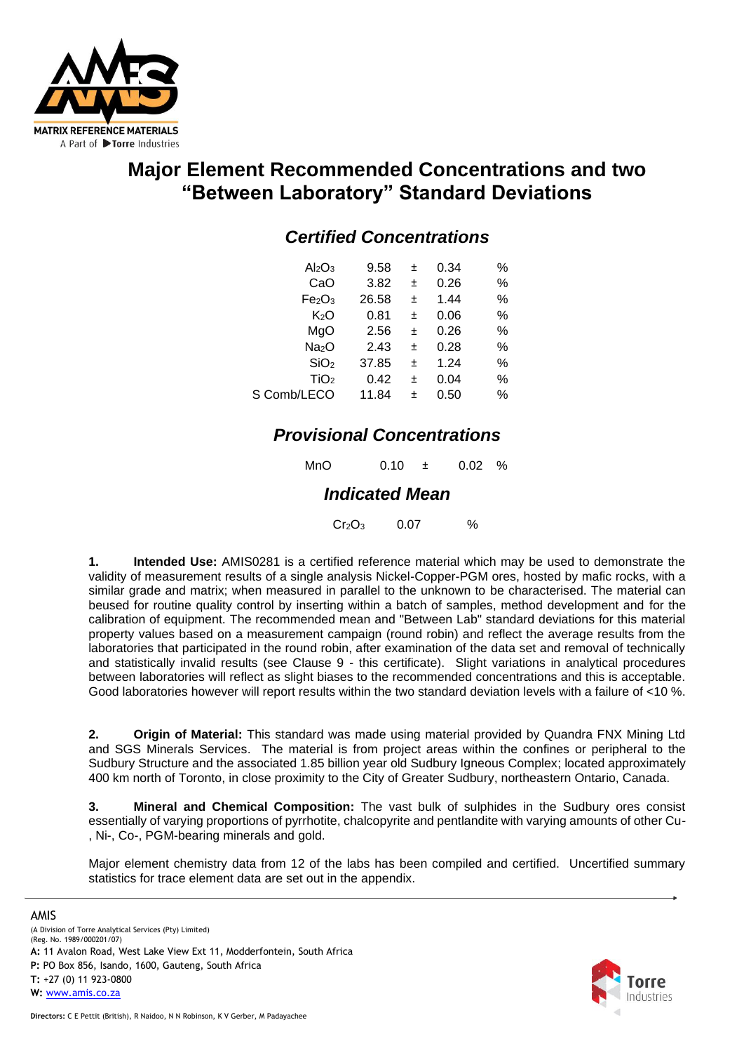# Major Element Recommended Concentrations and two "Between Laboratory" Standard Deviations

## *Certified Concentrations*

| | | | | |
|---|---|---|---|---|
| $Al_2O_3$ | 9.58 | ± | 0.34 | % |
| CaO | 3.82 | ± | 0.26 | % |
| $Fe_2O_3$ | 26.58 | ± | 1.44 | % |
| $K_2O$ | 0.81 | ± | 0.06 | % |
| MgO | 2.56 | ± | 0.26 | % |
| $Na_2O$ | 2.43 | ± | 0.28 | % |
| $SiO_2$ | 37.85 | ± | 1.24 | % |
| $TiO_2$ | 0.42 | ± | 0.04 | % |
| S Comb/LECO | 11.84 | ± | 0.50 | % |

## *Provisional Concentrations*

| | | | | |
|---|---|---|---|---|
| MnO | 0.10 | ± | 0.02 | % |

## *Indicated Mean*

| | | |
|---|---|---|
| $Cr_2O_3$ | 0.07 | % |

**1. Intended Use:** AMIS0281 is a certified reference material which may be used to demonstrate the validity of measurement results of a single analysis Nickel-Copper-PGM ores, hosted by mafic rocks, with a similar grade and matrix; when measured in parallel to the unknown to be characterised. The material can beused for routine quality control by inserting within a batch of samples, method development and for the calibration of equipment. The recommended mean and "Between Lab" standard deviations for this material property values based on a measurement campaign (round robin) and reflect the average results from the laboratories that participated in the round robin, after examination of the data set and removal of technically and statistically invalid results (see Clause 9 - this certificate). Slight variations in analytical procedures between laboratories will reflect as slight biases to the recommended concentrations and this is acceptable. Good laboratories however will report results within the two standard deviation levels with a failure of <10 %.

**2. Origin of Material:** This standard was made using material provided by Quandra FNX Mining Ltd and SGS Minerals Services. The material is from project areas within the confines or peripheral to the Sudbury Structure and the associated 1.85 billion year old Sudbury Igneous Complex; located approximately 400 km north of Toronto, in close proximity to the City of Greater Sudbury, northeastern Ontario, Canada.

**3. Mineral and Chemical Composition:** The vast bulk of sulphides in the Sudbury ores consist essentially of varying proportions of pyrrhotite, chalcopyrite and pentlandite with varying amounts of other Cu-, Ni-, Co-, PGM-bearing minerals and gold.

Major element chemistry data from 12 of the labs has been compiled and certified. Uncertified summary statistics for trace element data are set out in the appendix.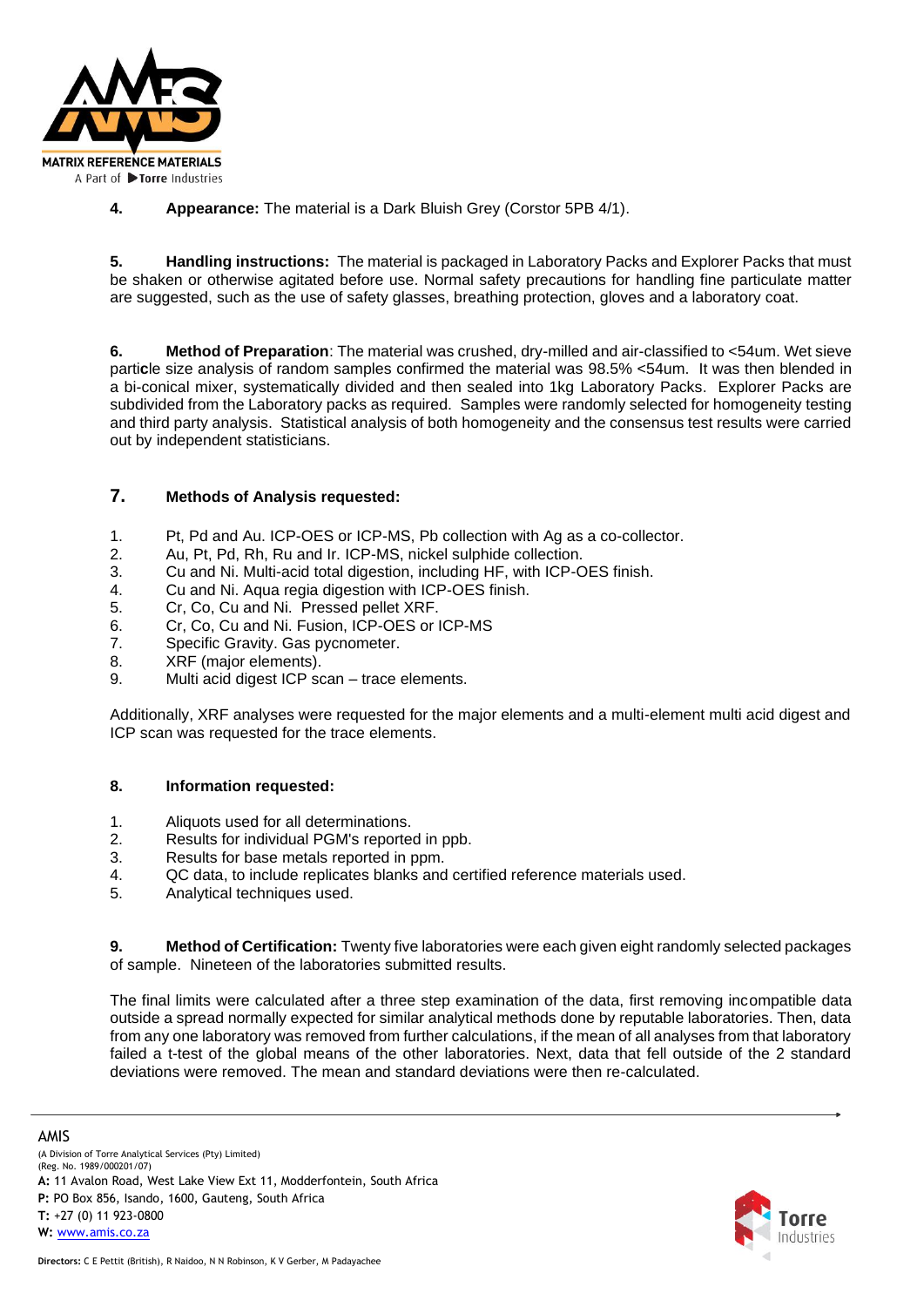**4. Appearance:** The material is a Dark Bluish Grey (Corstor 5PB 4/1).

**5. Handling instructions:** The material is packaged in Laboratory Packs and Explorer Packs that must be shaken or otherwise agitated before use. Normal safety precautions for handling fine particulate matter are suggested, such as the use of safety glasses, breathing protection, gloves and a laboratory coat.

**6. Method of Preparation**: The material was crushed, dry-milled and air-classified to <54um. Wet sieve particle size analysis of random samples confirmed the material was 98.5% <54um. It was then blended in a bi-conical mixer, systematically divided and then sealed into 1kg Laboratory Packs. Explorer Packs are subdivided from the Laboratory packs as required. Samples were randomly selected for homogeneity testing and third party analysis. Statistical analysis of both homogeneity and the consensus test results were carried out by independent statisticians.

## 7. Methods of Analysis requested:

1. Pt, Pd and Au. ICP-OES or ICP-MS, Pb collection with Ag as a co-collector.
2. Au, Pt, Pd, Rh, Ru and Ir. ICP-MS, nickel sulphide collection.
3. Cu and Ni. Multi-acid total digestion, including HF, with ICP-OES finish.
4. Cu and Ni. Aqua regia digestion with ICP-OES finish.
5. Cr, Co, Cu and Ni. Pressed pellet XRF.
6. Cr, Co, Cu and Ni. Fusion, ICP-OES or ICP-MS
7. Specific Gravity. Gas pycnometer.
8. XRF (major elements).
9. Multi acid digest ICP scan – trace elements.

Additionally, XRF analyses were requested for the major elements and a multi-element multi acid digest and ICP scan was requested for the trace elements.

## 8. Information requested:

1. Aliquots used for all determinations.
2. Results for individual PGM's reported in ppb.
3. Results for base metals reported in ppm.
4. QC data, to include replicates blanks and certified reference materials used.
5. Analytical techniques used.

**9. Method of Certification:** Twenty five laboratories were each given eight randomly selected packages of sample. Nineteen of the laboratories submitted results.

The final limits were calculated after a three step examination of the data, first removing incompatible data outside a spread normally expected for similar analytical methods done by reputable laboratories. Then, data from any one laboratory was removed from further calculations, if the mean of all analyses from that laboratory failed a t-test of the global means of the other laboratories. Next, data that fell outside of the 2 standard deviations were removed. The mean and standard deviations were then re-calculated.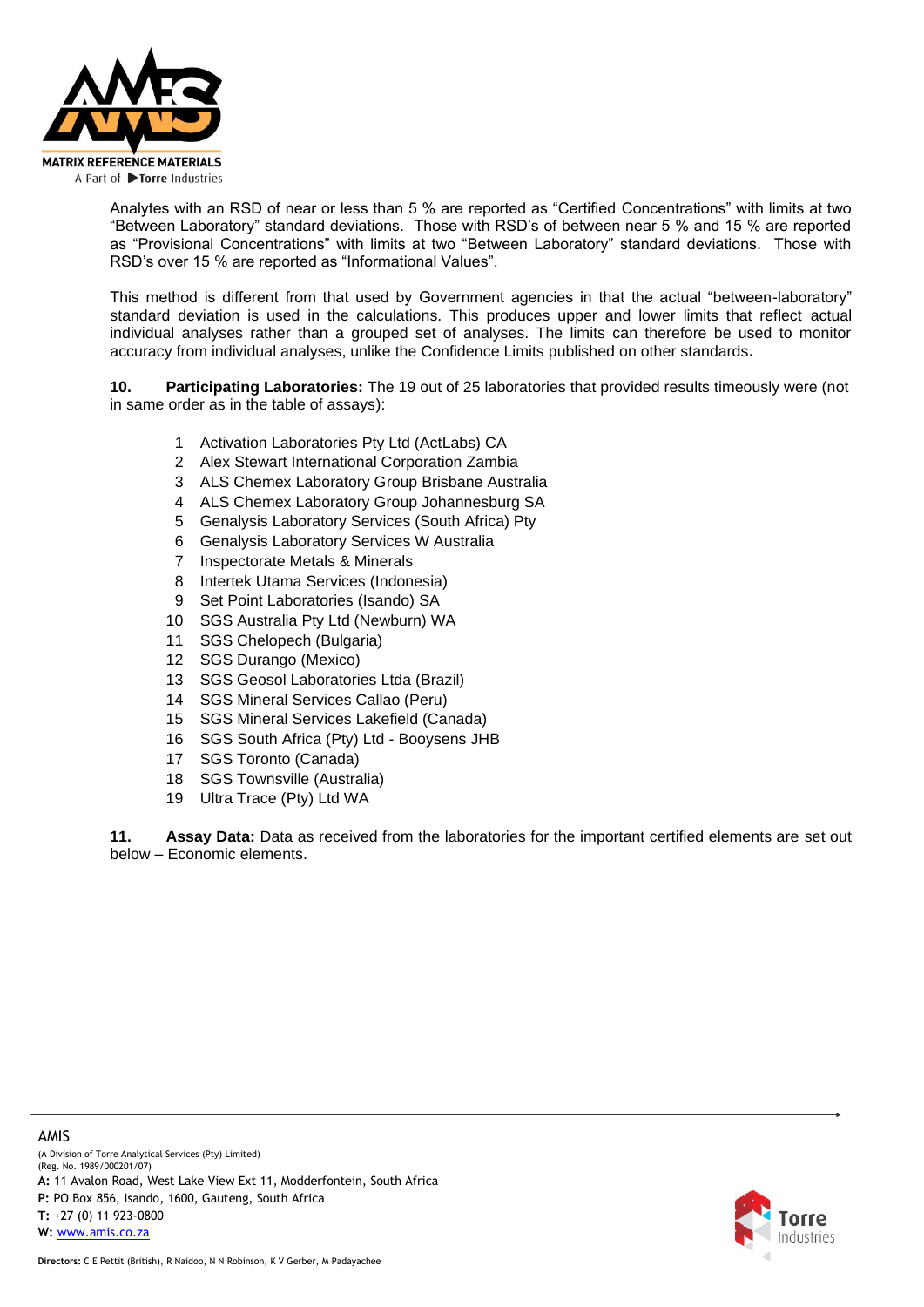Analytes with an RSD of near or less than 5 % are reported as “Certified Concentrations” with limits at two “Between Laboratory” standard deviations. Those with RSD’s of between near 5 % and 15 % are reported as “Provisional Concentrations” with limits at two “Between Laboratory” standard deviations. Those with RSD’s over 15 % are reported as “Informational Values”.

This method is different from that used by Government agencies in that the actual “between-laboratory” standard deviation is used in the calculations. This produces upper and lower limits that reflect actual individual analyses rather than a grouped set of analyses. The limits can therefore be used to monitor accuracy from individual analyses, unlike the Confidence Limits published on other standards.

**10. Participating Laboratories:** The 19 out of 25 laboratories that provided results timeously were (not in same order as in the table of assays):

1. Activation Laboratories Pty Ltd (ActLabs) CA
2. Alex Stewart International Corporation Zambia
3. ALS Chemex Laboratory Group Brisbane Australia
4. ALS Chemex Laboratory Group Johannesburg SA
5. Genalysis Laboratory Services (South Africa) Pty
6. Genalysis Laboratory Services W Australia
7. Inspectorate Metals & Minerals
8. Intertek Utama Services (Indonesia)
9. Set Point Laboratories (Isando) SA
10. SGS Australia Pty Ltd (Newburn) WA
11. SGS Chelopech (Bulgaria)
12. SGS Durango (Mexico)
13. SGS Geosol Laboratories Ltda (Brazil)
14. SGS Mineral Services Callao (Peru)
15. SGS Mineral Services Lakefield (Canada)
16. SGS South Africa (Pty) Ltd - Booysens JHB
17. SGS Toronto (Canada)
18. SGS Townsville (Australia)
19. Ultra Trace (Pty) Ltd WA

**11. Assay Data:** Data as received from the laboratories for the important certified elements are set out below – Economic elements.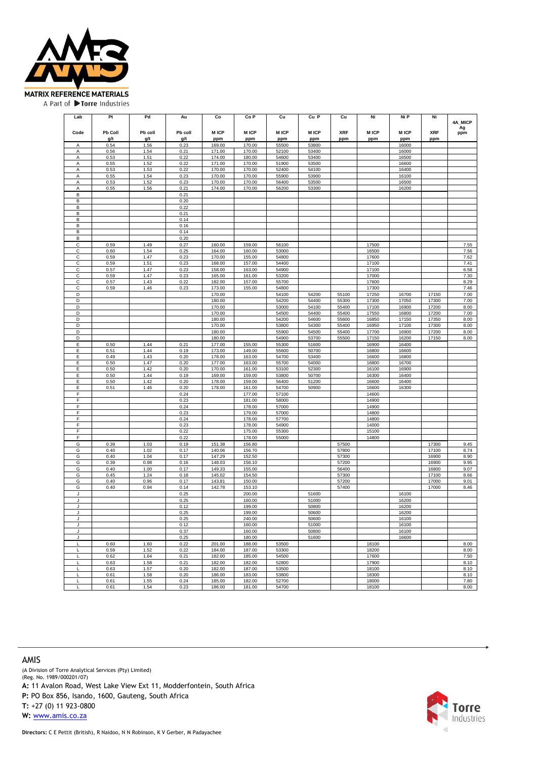MATRIX REFERENCE MATERIALS

A Part of Torre Industries

| Lab | Pt | Pd | Au | Co | Co P | Cu | Cu P | Cu | Ni | Ni P | Ni | 4A_MICP |
|---|---|---|---|---|---|---|---|---|---|---|---|---|
| Code | Pb Coll g/t | Pb coll g/t | Pb coll g/t | M ICP ppm | M ICP ppm | M ICP ppm | M ICP ppm | XRF ppm | M ICP ppm | M ICP ppm | XRF ppm | Ag ppm |
| A | 0.54 | 1.56 | 0.23 | 169.00 | 170.00 | 55500 | 53800 | | | 16000 | | |
| A | 0.56 | 1.54 | 0.21 | 171.00 | 170.00 | 52100 | 53400 | | | 16000 | | |
| A | 0.53 | 1.51 | 0.22 | 174.00 | 180.00 | 54600 | 53400 | | | 16500 | | |
| A | 0.55 | 1.52 | 0.22 | 171.00 | 170.00 | 51900 | 53500 | | | 16600 | | |
| A | 0.53 | 1.53 | 0.22 | 170.00 | 170.00 | 52400 | 54100 | | | 16400 | | |
| A | 0.55 | 1.54 | 0.23 | 170.00 | 170.00 | 55900 | 53900 | | | 16100 | | |
| A | 0.53 | 1.52 | 0.23 | 170.00 | 170.00 | 56400 | 53500 | | | 16500 | | |
| A | 0.55 | 1.56 | 0.21 | 174.00 | 170.00 | 56200 | 53300 | | | 16200 | | |
| B | | | 0.21 | | | | | | | | | |
| B | | | 0.20 | | | | | | | | | |
| B | | | 0.22 | | | | | | | | | |
| B | | | 0.21 | | | | | | | | | |
| B | | | 0.14 | | | | | | | | | |
| B | | | 0.16 | | | | | | | | | |
| B | | | 0.14 | | | | | | | | | |
| B | | | 0.20 | | | | | | | | | |
| C | 0.59 | 1.49 | 0.27 | 160.00 | 159.00 | 56100 | | | 17500 | | | 7.55 |
| C | 0.60 | 1.54 | 0.25 | 164.00 | 160.00 | 53000 | | | 16500 | | | 7.56 |
| C | 0.59 | 1.47 | 0.23 | 170.00 | 155.00 | 54800 | | | 17600 | | | 7.62 |
| C | 0.59 | 1.51 | 0.23 | 168.00 | 157.00 | 54400 | | | 17100 | | | 7.41 |
| C | 0.57 | 1.47 | 0.23 | 158.00 | 163.00 | 54900 | | | 17100 | | | 6.58 |
| C | 0.59 | 1.47 | 0.23 | 165.00 | 161.00 | 53200 | | | 17000 | | | 7.30 |
| C | 0.57 | 1.43 | 0.22 | 182.00 | 157.00 | 55700 | | | 17600 | | | 8.29 |
| C | 0.59 | 1.46 | 0.23 | 173.00 | 155.00 | 54800 | | | 17300 | | | 7.46 |
| D | | | | 170.00 | | 54100 | 54200 | 55100 | 17250 | 16700 | 17150 | 7.00 |
| D | | | | 180.00 | | 54200 | 54400 | 55300 | 17300 | 17050 | 17300 | 7.00 |
| D | | | | 170.00 | | 53000 | 54100 | 55400 | 17100 | 16900 | 17200 | 8.00 |
| D | | | | 170.00 | | 54500 | 54400 | 55400 | 17550 | 16800 | 17200 | 7.00 |
| D | | | | 180.00 | | 54200 | 54600 | 55600 | 16850 | 17150 | 17350 | 8.00 |
| D | | | | 170.00 | | 53800 | 54300 | 55400 | 16950 | 17100 | 17300 | 8.00 |
| D | | | | 180.00 | | 55900 | 54500 | 55400 | 17700 | 16900 | 17200 | 8.00 |
| D | | | | 180.00 | | 54900 | 53700 | 55500 | 17150 | 16200 | 17150 | 8.00 |
| E | 0.50 | 1.44 | 0.21 | 177.00 | 155.00 | 55300 | 51600 | | 16900 | 16400 | | |
| E | 0.51 | 1.44 | 0.19 | 173.00 | 149.00 | 55600 | 50700 | | 16800 | 16600 | | |
| E | 0.49 | 1.43 | 0.20 | 178.00 | 163.00 | 54700 | 53400 | | 16600 | 16800 | | |
| E | 0.50 | 1.47 | 0.20 | 177.00 | 163.00 | 55700 | 54000 | | 16800 | 16700 | | |
| E | 0.50 | 1.42 | 0.20 | 170.00 | 161.00 | 53100 | 52300 | | 16100 | 16900 | | |
| E | 0.50 | 1.44 | 0.19 | 169.00 | 159.00 | 53800 | 50700 | | 16300 | 16400 | | |
| E | 0.50 | 1.42 | 0.20 | 178.00 | 159.00 | 56400 | 51200 | | 16600 | 16400 | | |
| E | 0.51 | 1.46 | 0.20 | 178.00 | 161.00 | 54700 | 50900 | | 16600 | 16300 | | |
| F | | | 0.24 | | 177.00 | 57100 | | | 14600 | | | |
| F | | | 0.23 | | 181.00 | 58000 | | | 14900 | | | |
| F | | | 0.24 | | 178.00 | 57000 | | | 14900 | | | |
| F | | | 0.23 | | 179.00 | 57000 | | | 14800 | | | |
| F | | | 0.24 | | 178.00 | 57700 | | | 14800 | | | |
| F | | | 0.23 | | 178.00 | 54900 | | | 14000 | | | |
| F | | | 0.22 | | 175.00 | 55300 | | | 15100 | | | |
| F | | | 0.22 | | 178.00 | 55000 | | | 14800 | | | |
| G | 0.39 | 1.03 | 0.19 | 151.38 | 156.80 | | | 57500 | | | 17300 | 9.45 |
| G | 0.40 | 1.02 | 0.17 | 140.06 | 156.70 | | | 57800 | | | 17100 | 8.74 |
| G | 0.40 | 1.04 | 0.17 | 147.29 | 152.50 | | | 57300 | | | 16900 | 8.90 |
| G | 0.39 | 0.98 | 0.16 | 148.03 | 156.10 | | | 57200 | | | 16900 | 9.95 |
| G | 0.40 | 1.00 | 0.17 | 149.33 | 155.00 | | | 56400 | | | 16800 | 9.07 |
| G | 0.45 | 1.24 | 0.18 | 145.02 | 154.50 | | | 57300 | | | 17100 | 8.66 |
| G | 0.40 | 0.96 | 0.17 | 143.81 | 150.00 | | | 57200 | | | 17000 | 9.01 |
| G | 0.40 | 0.94 | 0.14 | 142.78 | 153.10 | | | 57400 | | | 17000 | 8.46 |
| J | | | 0.25 | | 200.00 | | 51600 | | | 16100 | | |
| J | | | 0.25 | | 160.00 | | 51000 | | | 16200 | | |
| J | | | 0.12 | | 199.00 | | 50800 | | | 16200 | | |
| J | | | 0.25 | | 199.00 | | 50600 | | | 16200 | | |
| J | | | 0.25 | | 240.00 | | 50600 | | | 16100 | | |
| J | | | 0.12 | | 160.00 | | 51000 | | | 16100 | | |
| J | | | 0.37 | | 160.00 | | 50800 | | | 16100 | | |
| J | | | 0.25 | | 180.00 | | 51600 | | | 16600 | | |
| L | 0.60 | 1.60 | 0.22 | 201.00 | 188.00 | 53500 | | | 18100 | | | 8.00 |
| L | 0.59 | 1.52 | 0.22 | 184.00 | 187.00 | 53300 | | | 18200 | | | 8.00 |
| L | 0.62 | 1.64 | 0.21 | 182.00 | 185.00 | 54500 | | | 17600 | | | 7.50 |
| L | 0.63 | 1.58 | 0.21 | 182.00 | 182.00 | 52800 | | | 17900 | | | 8.10 |
| L | 0.63 | 1.57 | 0.20 | 182.00 | 187.00 | 53500 | | | 18100 | | | 8.10 |
| L | 0.61 | 1.58 | 0.20 | 186.00 | 183.00 | 53800 | | | 18300 | | | 8.10 |
| L | 0.61 | 1.55 | 0.24 | 185.00 | 182.00 | 52700 | | | 18000 | | | 7.80 |
| L | 0.61 | 1.54 | 0.23 | 186.00 | 181.00 | 54700 | | | 18100 | | | 8.00 |

AMIS

(A Division of Torre Analytical Services (Pty) Limited)
(Reg. No. 1989/000201/07)

**A:** 11 Avalon Road, West Lake View Ext 11, Modderfontein, South Africa

**P:** PO Box 856, Isando, 1600, Gauteng, South Africa

**T:** +27 (0) 11 923-0800

**W:** www.amis.co.za

Torre Industries

**Directors:** C E Pettit (British), R Naidoo, N N Robinson, K V Gerber, M Padayachee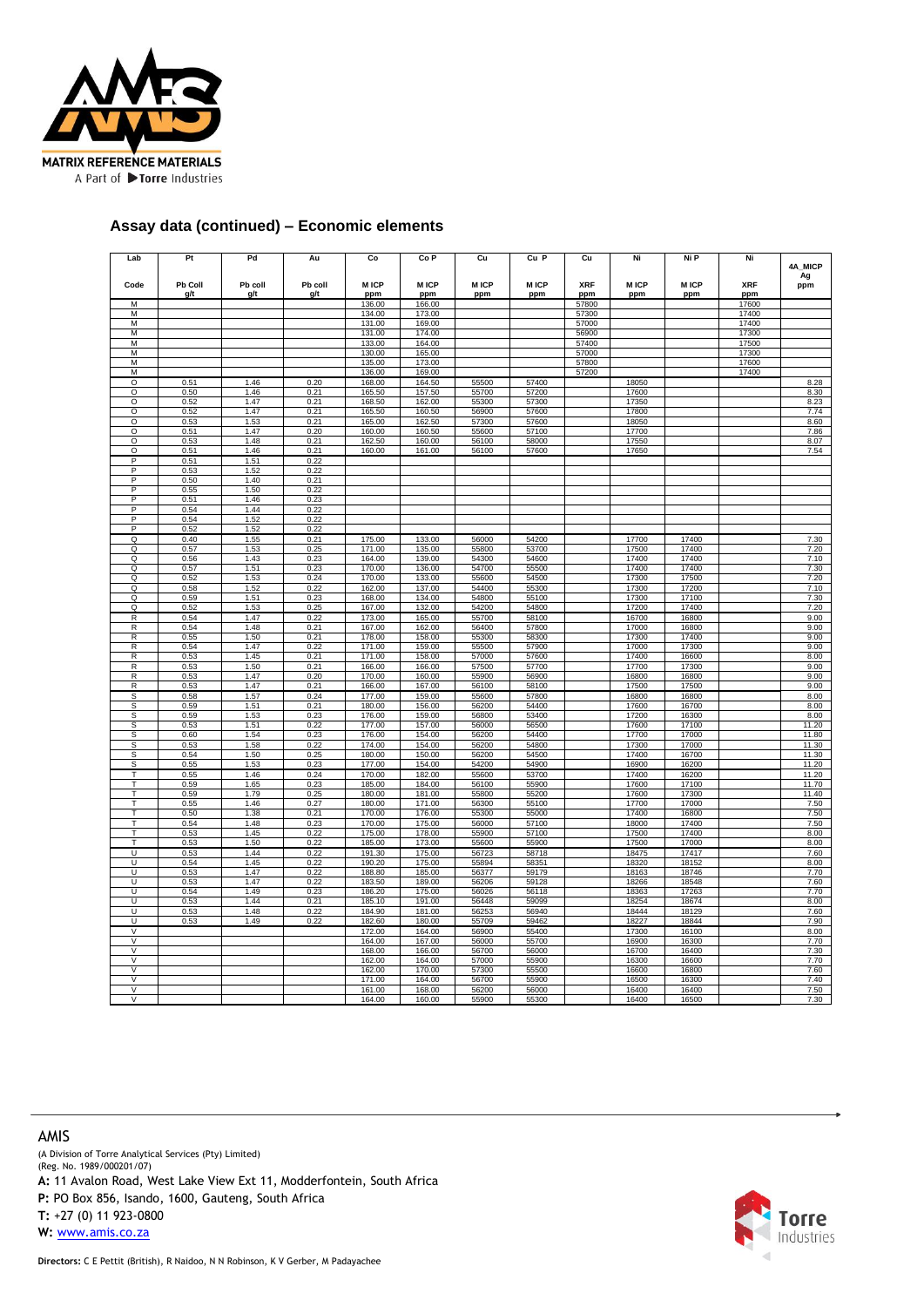## Assay data (continued) – Economic elements

| Lab | Pt | Pd | Au | Co | Co P | Cu | Cu P | Cu | Ni | Ni P | Ni | 4A_MICP Ag |
|---|---|---|---|---|---|---|---|---|---|---|---|---|
| Code | Pb Coll g/t | Pb coll g/t | Pb coll g/t | M ICP ppm | M ICP ppm | M ICP ppm | M ICP ppm | XRF ppm | M ICP ppm | M ICP ppm | XRF ppm | ppm |
| M | | | | 136.00 | 166.00 | | | 57800 | | | 17600 | |
| M | | | | 134.00 | 173.00 | | | 57300 | | | 17400 | |
| M | | | | 131.00 | 169.00 | | | 57000 | | | 17400 | |
| M | | | | 131.00 | 174.00 | | | 56900 | | | 17300 | |
| M | | | | 133.00 | 164.00 | | | 57400 | | | 17500 | |
| M | | | | 130.00 | 165.00 | | | 57000 | | | 17300 | |
| M | | | | 135.00 | 173.00 | | | 57800 | | | 17600 | |
| M | | | | 136.00 | 169.00 | | | 57200 | | | 17400 | |
| O | 0.51 | 1.46 | 0.20 | 168.00 | 164.50 | 55500 | 57400 | | 18050 | | | 8.28 |
| O | 0.50 | 1.46 | 0.21 | 165.50 | 157.50 | 55700 | 57200 | | 17600 | | | 8.30 |
| O | 0.52 | 1.47 | 0.21 | 168.50 | 162.00 | 55300 | 57300 | | 17350 | | | 8.23 |
| O | 0.52 | 1.47 | 0.21 | 165.50 | 160.50 | 56900 | 57600 | | 17800 | | | 7.74 |
| O | 0.53 | 1.53 | 0.21 | 165.00 | 162.50 | 57300 | 57600 | | 18050 | | | 8.60 |
| O | 0.51 | 1.47 | 0.20 | 160.00 | 160.50 | 55600 | 57100 | | 17700 | | | 7.86 |
| O | 0.53 | 1.48 | 0.21 | 162.50 | 160.00 | 56100 | 58000 | | 17550 | | | 8.07 |
| O | 0.51 | 1.46 | 0.21 | 160.00 | 161.00 | 56100 | 57600 | | 17650 | | | 7.54 |
| P | 0.51 | 1.51 | 0.22 | | | | | | | | | |
| P | 0.53 | 1.52 | 0.22 | | | | | | | | | |
| P | 0.50 | 1.40 | 0.21 | | | | | | | | | |
| P | 0.55 | 1.50 | 0.22 | | | | | | | | | |
| P | 0.51 | 1.46 | 0.23 | | | | | | | | | |
| P | 0.54 | 1.44 | 0.22 | | | | | | | | | |
| P | 0.54 | 1.52 | 0.22 | | | | | | | | | |
| P | 0.52 | 1.52 | 0.22 | | | | | | | | | |
| Q | 0.40 | 1.55 | 0.21 | 175.00 | 133.00 | 56000 | 54200 | | 17700 | 17400 | | 7.30 |
| Q | 0.57 | 1.53 | 0.25 | 171.00 | 135.00 | 55800 | 53700 | | 17500 | 17400 | | 7.20 |
| Q | 0.56 | 1.43 | 0.23 | 164.00 | 139.00 | 54300 | 54600 | | 17400 | 17400 | | 7.10 |
| Q | 0.57 | 1.51 | 0.23 | 170.00 | 136.00 | 54700 | 55500 | | 17400 | 17400 | | 7.30 |
| Q | 0.52 | 1.53 | 0.24 | 170.00 | 133.00 | 55600 | 54500 | | 17300 | 17500 | | 7.20 |
| Q | 0.58 | 1.52 | 0.22 | 162.00 | 137.00 | 54400 | 55300 | | 17300 | 17200 | | 7.10 |
| Q | 0.59 | 1.51 | 0.23 | 168.00 | 134.00 | 54800 | 55100 | | 17300 | 17100 | | 7.30 |
| Q | 0.52 | 1.53 | 0.25 | 167.00 | 132.00 | 54200 | 54800 | | 17200 | 17400 | | 7.20 |
| R | 0.54 | 1.47 | 0.22 | 173.00 | 165.00 | 55700 | 58100 | | 16700 | 16800 | | 9.00 |
| R | 0.54 | 1.48 | 0.21 | 167.00 | 162.00 | 56400 | 57800 | | 17000 | 16800 | | 9.00 |
| R | 0.55 | 1.50 | 0.21 | 178.00 | 158.00 | 55300 | 58300 | | 17300 | 17400 | | 9.00 |
| R | 0.54 | 1.47 | 0.22 | 171.00 | 159.00 | 55500 | 57900 | | 17000 | 17300 | | 9.00 |
| R | 0.53 | 1.45 | 0.21 | 171.00 | 158.00 | 57000 | 57600 | | 17400 | 16600 | | 8.00 |
| R | 0.53 | 1.50 | 0.21 | 166.00 | 166.00 | 57500 | 57700 | | 17700 | 17300 | | 9.00 |
| R | 0.53 | 1.47 | 0.20 | 170.00 | 160.00 | 55900 | 56900 | | 16800 | 16800 | | 9.00 |
| R | 0.53 | 1.47 | 0.21 | 166.00 | 167.00 | 56100 | 58100 | | 17500 | 17500 | | 9.00 |
| S | 0.58 | 1.57 | 0.24 | 177.00 | 159.00 | 55600 | 57800 | | 16800 | 16800 | | 8.00 |
| S | 0.59 | 1.51 | 0.21 | 180.00 | 156.00 | 56200 | 54400 | | 17600 | 16700 | | 8.00 |
| S | 0.59 | 1.53 | 0.23 | 176.00 | 159.00 | 56800 | 53400 | | 17200 | 16300 | | 8.00 |
| S | 0.53 | 1.51 | 0.22 | 177.00 | 157.00 | 56000 | 56500 | | 17600 | 17100 | | 11.20 |
| S | 0.60 | 1.54 | 0.23 | 176.00 | 154.00 | 56200 | 54400 | | 17700 | 17000 | | 11.80 |
| S | 0.53 | 1.58 | 0.22 | 174.00 | 154.00 | 56200 | 54800 | | 17300 | 17000 | | 11.30 |
| S | 0.54 | 1.50 | 0.25 | 180.00 | 150.00 | 56200 | 54500 | | 17400 | 16700 | | 11.30 |
| S | 0.55 | 1.53 | 0.23 | 177.00 | 154.00 | 54200 | 54900 | | 16900 | 16200 | | 11.20 |
| T | 0.55 | 1.46 | 0.24 | 170.00 | 182.00 | 55600 | 53700 | | 17400 | 16200 | | 11.20 |
| T | 0.59 | 1.65 | 0.23 | 185.00 | 184.00 | 56100 | 55900 | | 17600 | 17100 | | 11.70 |
| T | 0.59 | 1.79 | 0.25 | 180.00 | 181.00 | 55800 | 55200 | | 17600 | 17300 | | 11.40 |
| T | 0.55 | 1.46 | 0.27 | 180.00 | 171.00 | 56300 | 55100 | | 17700 | 17000 | | 7.50 |
| T | 0.50 | 1.38 | 0.21 | 170.00 | 176.00 | 55300 | 55000 | | 17400 | 16800 | | 7.50 |
| T | 0.54 | 1.48 | 0.23 | 170.00 | 175.00 | 56000 | 57100 | | 18000 | 17400 | | 7.50 |
| T | 0.53 | 1.45 | 0.22 | 175.00 | 178.00 | 55900 | 57100 | | 17500 | 17400 | | 8.00 |
| T | 0.53 | 1.50 | 0.22 | 185.00 | 173.00 | 55600 | 55900 | | 17500 | 17000 | | 8.00 |
| U | 0.53 | 1.44 | 0.22 | 191.30 | 175.00 | 56723 | 58718 | | 18475 | 17417 | | 7.60 |
| U | 0.54 | 1.45 | 0.22 | 190.20 | 175.00 | 55894 | 58351 | | 18320 | 18152 | | 8.00 |
| U | 0.53 | 1.47 | 0.22 | 188.80 | 185.00 | 56377 | 59179 | | 18163 | 18746 | | 7.70 |
| U | 0.53 | 1.47 | 0.22 | 183.50 | 189.00 | 56206 | 59128 | | 18266 | 18548 | | 7.60 |
| U | 0.54 | 1.49 | 0.23 | 186.20 | 175.00 | 56026 | 56118 | | 18363 | 17263 | | 7.70 |
| U | 0.53 | 1.44 | 0.21 | 185.10 | 191.00 | 56448 | 59099 | | 18254 | 18674 | | 8.00 |
| U | 0.53 | 1.48 | 0.22 | 184.90 | 181.00 | 56253 | 56940 | | 18444 | 18129 | | 7.60 |
| U | 0.53 | 1.49 | 0.22 | 182.60 | 180.00 | 55709 | 59462 | | 18227 | 18844 | | 7.90 |
| V | | | | 172.00 | 164.00 | 56900 | 55400 | | 17300 | 16100 | | 8.00 |
| V | | | | 164.00 | 167.00 | 56000 | 55700 | | 16900 | 16300 | | 7.70 |
| V | | | | 168.00 | 166.00 | 56700 | 56000 | | 16700 | 16400 | | 7.30 |
| V | | | | 162.00 | 164.00 | 57000 | 55900 | | 16300 | 16600 | | 7.70 |
| V | | | | 162.00 | 170.00 | 57300 | 55500 | | 16600 | 16800 | | 7.60 |
| V | | | | 171.00 | 164.00 | 56700 | 55900 | | 16500 | 16300 | | 7.40 |
| V | | | | 161.00 | 168.00 | 56200 | 56000 | | 16400 | 16400 | | 7.50 |
| V | | | | 164.00 | 160.00 | 55900 | 55300 | | 16400 | 16500 | | 7.30 |

AMIS

(A Division of Torre Analytical Services (Pty) Limited)
(Reg. No. 1989/000201/07)

**A:** 11 Avalon Road, West Lake View Ext 11, Modderfontein, South Africa
**P:** PO Box 856, Isando, 1600, Gauteng, South Africa
**T:** +27 (0) 11 923-0800
**W:** www.amis.co.za

**Directors:** C E Pettit (British), R Naidoo, N N Robinson, K V Gerber, M Padayachee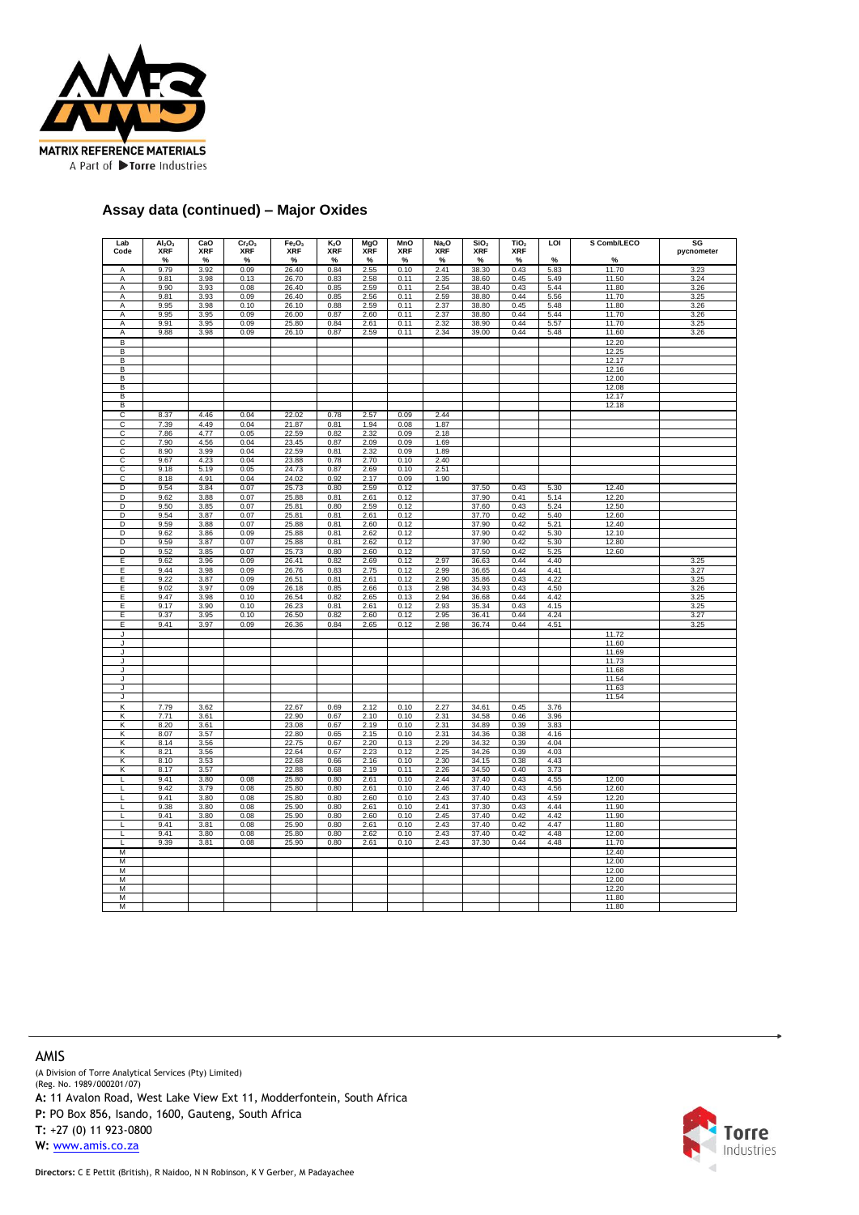## Assay data (continued) – Major Oxides

| Lab Code | $Al_2O_3$ XRF % | CaO XRF % | $Cr_2O_3$ XRF % | $Fe_2O_3$ XRF % | $K_2O$ XRF % | MgO XRF % | MnO XRF % | $Na_2O$ XRF % | $SiO_2$ XRF % | $TiO_2$ XRF % | LOI % | S Comb/LECO % | SG pycnometer |
|---|---|---|---|---|---|---|---|---|---|---|---|---|---|
| A | 9.79 | 3.92 | 0.09 | 26.40 | 0.84 | 2.55 | 0.10 | 2.41 | 38.30 | 0.43 | 5.83 | 11.70 | 3.23 |
| A | 9.81 | 3.98 | 0.13 | 26.70 | 0.83 | 2.58 | 0.11 | 2.35 | 38.60 | 0.45 | 5.49 | 11.50 | 3.24 |
| A | 9.90 | 3.93 | 0.08 | 26.40 | 0.85 | 2.59 | 0.11 | 2.54 | 38.40 | 0.43 | 5.44 | 11.80 | 3.26 |
| A | 9.81 | 3.93 | 0.09 | 26.40 | 0.85 | 2.56 | 0.11 | 2.59 | 38.80 | 0.44 | 5.56 | 11.70 | 3.25 |
| A | 9.95 | 3.98 | 0.10 | 26.10 | 0.88 | 2.59 | 0.11 | 2.37 | 38.80 | 0.45 | 5.48 | 11.80 | 3.26 |
| A | 9.95 | 3.95 | 0.09 | 26.00 | 0.87 | 2.60 | 0.11 | 2.37 | 38.80 | 0.44 | 5.44 | 11.70 | 3.26 |
| A | 9.91 | 3.95 | 0.09 | 25.80 | 0.84 | 2.61 | 0.11 | 2.32 | 38.90 | 0.44 | 5.57 | 11.70 | 3.25 |
| A | 9.88 | 3.98 | 0.09 | 26.10 | 0.87 | 2.59 | 0.11 | 2.34 | 39.00 | 0.44 | 5.48 | 11.60 | 3.26 |
| B | | | | | | | | | | | | 12.20 | |
| B | | | | | | | | | | | | 12.25 | |
| B | | | | | | | | | | | | 12.17 | |
| B | | | | | | | | | | | | 12.16 | |
| B | | | | | | | | | | | | 12.00 | |
| B | | | | | | | | | | | | 12.08 | |
| B | | | | | | | | | | | | 12.17 | |
| B | | | | | | | | | | | | 12.18 | |
| C | 8.37 | 4.46 | 0.04 | 22.02 | 0.78 | 2.57 | 0.09 | 2.44 | | | | | |
| C | 7.39 | 4.49 | 0.04 | 21.87 | 0.81 | 1.94 | 0.08 | 1.87 | | | | | |
| C | 7.86 | 4.77 | 0.05 | 22.59 | 0.82 | 2.32 | 0.09 | 2.18 | | | | | |
| C | 7.90 | 4.56 | 0.04 | 23.45 | 0.87 | 2.09 | 0.09 | 1.69 | | | | | |
| C | 8.90 | 3.99 | 0.04 | 22.59 | 0.81 | 2.32 | 0.09 | 1.89 | | | | | |
| C | 9.67 | 4.23 | 0.04 | 23.88 | 0.78 | 2.70 | 0.10 | 2.40 | | | | | |
| C | 9.18 | 5.19 | 0.05 | 24.73 | 0.87 | 2.69 | 0.10 | 2.51 | | | | | |
| C | 8.18 | 4.91 | 0.04 | 24.02 | 0.92 | 2.17 | 0.09 | 1.90 | | | | | |
| D | 9.54 | 3.84 | 0.07 | 25.73 | 0.80 | 2.59 | 0.12 | | 37.50 | 0.43 | 5.30 | 12.40 | |
| D | 9.62 | 3.88 | 0.07 | 25.88 | 0.81 | 2.61 | 0.12 | | 37.90 | 0.41 | 5.14 | 12.20 | |
| D | 9.50 | 3.85 | 0.07 | 25.81 | 0.80 | 2.59 | 0.12 | | 37.60 | 0.43 | 5.24 | 12.50 | |
| D | 9.54 | 3.87 | 0.07 | 25.81 | 0.81 | 2.61 | 0.12 | | 37.70 | 0.42 | 5.40 | 12.60 | |
| D | 9.59 | 3.88 | 0.07 | 25.88 | 0.81 | 2.60 | 0.12 | | 37.90 | 0.42 | 5.21 | 12.40 | |
| D | 9.62 | 3.86 | 0.09 | 25.88 | 0.81 | 2.62 | 0.12 | | 37.90 | 0.42 | 5.30 | 12.10 | |
| D | 9.59 | 3.87 | 0.07 | 25.88 | 0.81 | 2.62 | 0.12 | | 37.90 | 0.42 | 5.30 | 12.80 | |
| D | 9.52 | 3.85 | 0.07 | 25.73 | 0.80 | 2.60 | 0.12 | | 37.50 | 0.42 | 5.25 | 12.60 | |
| E | 9.62 | 3.96 | 0.09 | 26.41 | 0.82 | 2.69 | 0.12 | 2.97 | 36.63 | 0.44 | 4.40 | | 3.25 |
| E | 9.44 | 3.98 | 0.09 | 26.76 | 0.83 | 2.75 | 0.12 | 2.99 | 36.65 | 0.44 | 4.41 | | 3.27 |
| E | 9.22 | 3.87 | 0.09 | 26.51 | 0.81 | 2.61 | 0.12 | 2.90 | 35.86 | 0.43 | 4.22 | | 3.25 |
| E | 9.02 | 3.97 | 0.09 | 26.18 | 0.85 | 2.66 | 0.13 | 2.98 | 34.93 | 0.43 | 4.50 | | 3.26 |
| E | 9.47 | 3.98 | 0.10 | 26.54 | 0.82 | 2.65 | 0.13 | 2.94 | 36.68 | 0.44 | 4.42 | | 3.25 |
| E | 9.17 | 3.90 | 0.10 | 26.23 | 0.81 | 2.61 | 0.12 | 2.93 | 35.34 | 0.43 | 4.15 | | 3.25 |
| E | 9.37 | 3.95 | 0.10 | 26.50 | 0.82 | 2.60 | 0.12 | 2.95 | 36.41 | 0.44 | 4.24 | | 3.27 |
| E | 9.41 | 3.97 | 0.09 | 26.36 | 0.84 | 2.65 | 0.12 | 2.98 | 36.74 | 0.44 | 4.51 | | 3.25 |
| J | | | | | | | | | | | | 11.72 | |
| J | | | | | | | | | | | | 11.60 | |
| J | | | | | | | | | | | | 11.69 | |
| J | | | | | | | | | | | | 11.73 | |
| J | | | | | | | | | | | | 11.68 | |
| J | | | | | | | | | | | | 11.54 | |
| J | | | | | | | | | | | | 11.63 | |
| J | | | | | | | | | | | | 11.54 | |
| K | 7.79 | 3.62 | | 22.67 | 0.69 | 2.12 | 0.10 | 2.27 | 34.61 | 0.45 | 3.76 | | |
| K | 7.71 | 3.61 | | 22.90 | 0.67 | 2.10 | 0.10 | 2.31 | 34.58 | 0.46 | 3.96 | | |
| K | 8.20 | 3.61 | | 23.08 | 0.67 | 2.19 | 0.10 | 2.31 | 34.89 | 0.39 | 3.83 | | |
| K | 8.07 | 3.57 | | 22.80 | 0.65 | 2.15 | 0.10 | 2.31 | 34.36 | 0.38 | 4.16 | | |
| K | 8.14 | 3.56 | | 22.75 | 0.67 | 2.20 | 0.13 | 2.29 | 34.32 | 0.39 | 4.04 | | |
| K | 8.21 | 3.56 | | 22.64 | 0.67 | 2.23 | 0.12 | 2.25 | 34.26 | 0.39 | 4.03 | | |
| K | 8.10 | 3.53 | | 22.68 | 0.66 | 2.16 | 0.10 | 2.30 | 34.15 | 0.38 | 4.43 | | |
| K | 8.17 | 3.57 | | 22.88 | 0.68 | 2.19 | 0.11 | 2.26 | 34.50 | 0.40 | 3.73 | | |
| L | 9.41 | 3.80 | 0.08 | 25.80 | 0.80 | 2.61 | 0.10 | 2.44 | 37.40 | 0.43 | 4.55 | 12.00 | |
| L | 9.42 | 3.79 | 0.08 | 25.80 | 0.80 | 2.61 | 0.10 | 2.46 | 37.40 | 0.43 | 4.56 | 12.60 | |
| L | 9.41 | 3.80 | 0.08 | 25.80 | 0.80 | 2.60 | 0.10 | 2.43 | 37.40 | 0.43 | 4.59 | 12.20 | |
| L | 9.38 | 3.80 | 0.08 | 25.90 | 0.80 | 2.61 | 0.10 | 2.41 | 37.30 | 0.43 | 4.44 | 11.90 | |
| L | 9.41 | 3.80 | 0.08 | 25.90 | 0.80 | 2.60 | 0.10 | 2.45 | 37.40 | 0.42 | 4.42 | 11.90 | |
| L | 9.41 | 3.81 | 0.08 | 25.90 | 0.80 | 2.61 | 0.10 | 2.43 | 37.40 | 0.42 | 4.47 | 11.80 | |
| L | 9.41 | 3.80 | 0.08 | 25.80 | 0.80 | 2.62 | 0.10 | 2.43 | 37.40 | 0.42 | 4.48 | 12.00 | |
| L | 9.39 | 3.81 | 0.08 | 25.90 | 0.80 | 2.61 | 0.10 | 2.43 | 37.30 | 0.44 | 4.48 | 11.70 | |
| M | | | | | | | | | | | | 12.40 | |
| M | | | | | | | | | | | | 12.00 | |
| M | | | | | | | | | | | | 12.00 | |
| M | | | | | | | | | | | | 12.00 | |
| M | | | | | | | | | | | | 12.20 | |
| M | | | | | | | | | | | | 11.80 | |
| M | | | | | | | | | | | | 11.80 | |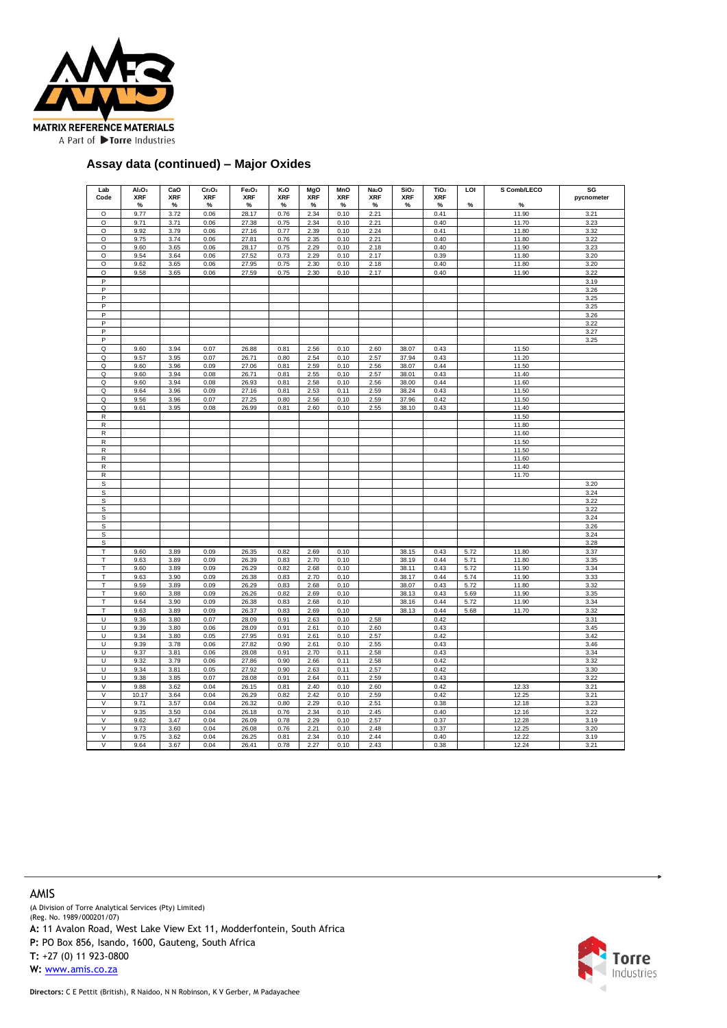## Assay data (continued) – Major Oxides

| Lab Code | $Al_2O_3$ XRF % | CaO XRF % | $Cr_2O_3$ XRF % | $Fe_2O_3$ XRF % | $K_2O$ XRF % | MgO XRF % | MnO XRF % | $Na_2O$ XRF % | $SiO_2$ XRF % | $TiO_2$ XRF % | LOI % | S Comb/LECO % | SG pycnometer |
|---|---|---|---|---|---|---|---|---|---|---|---|---|---|
| O | 9.77 | 3.72 | 0.06 | 28.17 | 0.76 | 2.34 | 0.10 | 2.21 | | 0.41 | | 11.90 | 3.21 |
| O | 9.71 | 3.71 | 0.06 | 27.38 | 0.75 | 2.34 | 0.10 | 2.21 | | 0.40 | | 11.70 | 3.23 |
| O | 9.92 | 3.79 | 0.06 | 27.16 | 0.77 | 2.39 | 0.10 | 2.24 | | 0.41 | | 11.80 | 3.32 |
| O | 9.75 | 3.74 | 0.06 | 27.81 | 0.76 | 2.35 | 0.10 | 2.21 | | 0.40 | | 11.80 | 3.22 |
| O | 9.60 | 3.65 | 0.06 | 28.17 | 0.75 | 2.29 | 0.10 | 2.18 | | 0.40 | | 11.90 | 3.23 |
| O | 9.54 | 3.64 | 0.06 | 27.52 | 0.73 | 2.29 | 0.10 | 2.17 | | 0.39 | | 11.80 | 3.20 |
| O | 9.62 | 3.65 | 0.06 | 27.95 | 0.75 | 2.30 | 0.10 | 2.18 | | 0.40 | | 11.80 | 3.20 |
| O | 9.58 | 3.65 | 0.06 | 27.59 | 0.75 | 2.30 | 0.10 | 2.17 | | 0.40 | | 11.90 | 3.22 |
| P | | | | | | | | | | | | | 3.19 |
| P | | | | | | | | | | | | | 3.26 |
| P | | | | | | | | | | | | | 3.25 |
| P | | | | | | | | | | | | | 3.25 |
| P | | | | | | | | | | | | | 3.26 |
| P | | | | | | | | | | | | | 3.22 |
| P | | | | | | | | | | | | | 3.27 |
| P | | | | | | | | | | | | | 3.25 |
| Q | 9.60 | 3.94 | 0.07 | 26.88 | 0.81 | 2.56 | 0.10 | 2.60 | 38.07 | 0.43 | | 11.50 | |
| Q | 9.57 | 3.95 | 0.07 | 26.71 | 0.80 | 2.54 | 0.10 | 2.57 | 37.94 | 0.43 | | 11.20 | |
| Q | 9.60 | 3.96 | 0.09 | 27.06 | 0.81 | 2.59 | 0.10 | 2.56 | 38.07 | 0.44 | | 11.50 | |
| Q | 9.60 | 3.94 | 0.08 | 26.71 | 0.81 | 2.55 | 0.10 | 2.57 | 38.01 | 0.43 | | 11.40 | |
| Q | 9.60 | 3.94 | 0.08 | 26.93 | 0.81 | 2.58 | 0.10 | 2.56 | 38.00 | 0.44 | | 11.60 | |
| Q | 9.64 | 3.96 | 0.09 | 27.16 | 0.81 | 2.53 | 0.11 | 2.59 | 38.24 | 0.43 | | 11.50 | |
| Q | 9.56 | 3.96 | 0.07 | 27.25 | 0.80 | 2.56 | 0.10 | 2.59 | 37.96 | 0.42 | | 11.50 | |
| Q | 9.61 | 3.95 | 0.08 | 26.99 | 0.81 | 2.60 | 0.10 | 2.55 | 38.10 | 0.43 | | 11.40 | |
| R | | | | | | | | | | | | 11.50 | |
| R | | | | | | | | | | | | 11.80 | |
| R | | | | | | | | | | | | 11.60 | |
| R | | | | | | | | | | | | 11.50 | |
| R | | | | | | | | | | | | 11.50 | |
| R | | | | | | | | | | | | 11.60 | |
| R | | | | | | | | | | | | 11.40 | |
| R | | | | | | | | | | | | 11.70 | |
| S | | | | | | | | | | | | | 3.20 |
| S | | | | | | | | | | | | | 3.24 |
| S | | | | | | | | | | | | | 3.22 |
| S | | | | | | | | | | | | | 3.22 |
| S | | | | | | | | | | | | | 3.24 |
| S | | | | | | | | | | | | | 3.26 |
| S | | | | | | | | | | | | | 3.24 |
| S | | | | | | | | | | | | | 3.28 |
| T | 9.60 | 3.89 | 0.09 | 26.35 | 0.82 | 2.69 | 0.10 | | 38.15 | 0.43 | 5.72 | 11.80 | 3.37 |
| T | 9.63 | 3.89 | 0.09 | 26.39 | 0.83 | 2.70 | 0.10 | | 38.19 | 0.44 | 5.71 | 11.80 | 3.35 |
| T | 9.60 | 3.89 | 0.09 | 26.29 | 0.82 | 2.68 | 0.10 | | 38.11 | 0.43 | 5.72 | 11.90 | 3.34 |
| T | 9.63 | 3.90 | 0.09 | 26.38 | 0.83 | 2.70 | 0.10 | | 38.17 | 0.44 | 5.74 | 11.90 | 3.33 |
| T | 9.59 | 3.89 | 0.09 | 26.29 | 0.83 | 2.68 | 0.10 | | 38.07 | 0.43 | 5.72 | 11.80 | 3.32 |
| T | 9.60 | 3.88 | 0.09 | 26.26 | 0.82 | 2.69 | 0.10 | | 38.13 | 0.43 | 5.69 | 11.90 | 3.35 |
| T | 9.64 | 3.90 | 0.09 | 26.38 | 0.83 | 2.68 | 0.10 | | 38.16 | 0.44 | 5.72 | 11.90 | 3.34 |
| T | 9.63 | 3.89 | 0.09 | 26.37 | 0.83 | 2.69 | 0.10 | | 38.13 | 0.44 | 5.68 | 11.70 | 3.32 |
| U | 9.36 | 3.80 | 0.07 | 28.09 | 0.91 | 2.63 | 0.10 | 2.58 | | 0.42 | | | 3.31 |
| U | 9.39 | 3.80 | 0.06 | 28.09 | 0.91 | 2.61 | 0.10 | 2.60 | | 0.43 | | | 3.45 |
| U | 9.34 | 3.80 | 0.05 | 27.95 | 0.91 | 2.61 | 0.10 | 2.57 | | 0.42 | | | 3.42 |
| U | 9.39 | 3.78 | 0.06 | 27.82 | 0.90 | 2.61 | 0.10 | 2.55 | | 0.43 | | | 3.46 |
| U | 9.37 | 3.81 | 0.06 | 28.08 | 0.91 | 2.70 | 0.11 | 2.58 | | 0.43 | | | 3.34 |
| U | 9.32 | 3.79 | 0.06 | 27.86 | 0.90 | 2.66 | 0.11 | 2.58 | | 0.42 | | | 3.32 |
| U | 9.34 | 3.81 | 0.05 | 27.92 | 0.90 | 2.63 | 0.11 | 2.57 | | 0.42 | | | 3.30 |
| U | 9.38 | 3.85 | 0.07 | 28.08 | 0.91 | 2.64 | 0.11 | 2.59 | | 0.43 | | | 3.22 |
| V | 9.88 | 3.62 | 0.04 | 26.15 | 0.81 | 2.40 | 0.10 | 2.60 | | 0.42 | | 12.33 | 3.21 |
| V | 10.17 | 3.64 | 0.04 | 26.29 | 0.82 | 2.42 | 0.10 | 2.59 | | 0.42 | | 12.25 | 3.21 |
| V | 9.71 | 3.57 | 0.04 | 26.32 | 0.80 | 2.29 | 0.10 | 2.51 | | 0.38 | | 12.18 | 3.23 |
| V | 9.35 | 3.50 | 0.04 | 26.18 | 0.76 | 2.34 | 0.10 | 2.45 | | 0.40 | | 12.16 | 3.22 |
| V | 9.62 | 3.47 | 0.04 | 26.09 | 0.78 | 2.29 | 0.10 | 2.57 | | 0.37 | | 12.28 | 3.19 |
| V | 9.73 | 3.60 | 0.04 | 26.08 | 0.76 | 2.21 | 0.10 | 2.48 | | 0.37 | | 12.25 | 3.20 |
| V | 9.75 | 3.62 | 0.04 | 26.25 | 0.81 | 2.34 | 0.10 | 2.44 | | 0.40 | | 12.22 | 3.19 |
| V | 9.64 | 3.67 | 0.04 | 26.41 | 0.78 | 2.27 | 0.10 | 2.43 | | 0.38 | | 12.24 | 3.21 |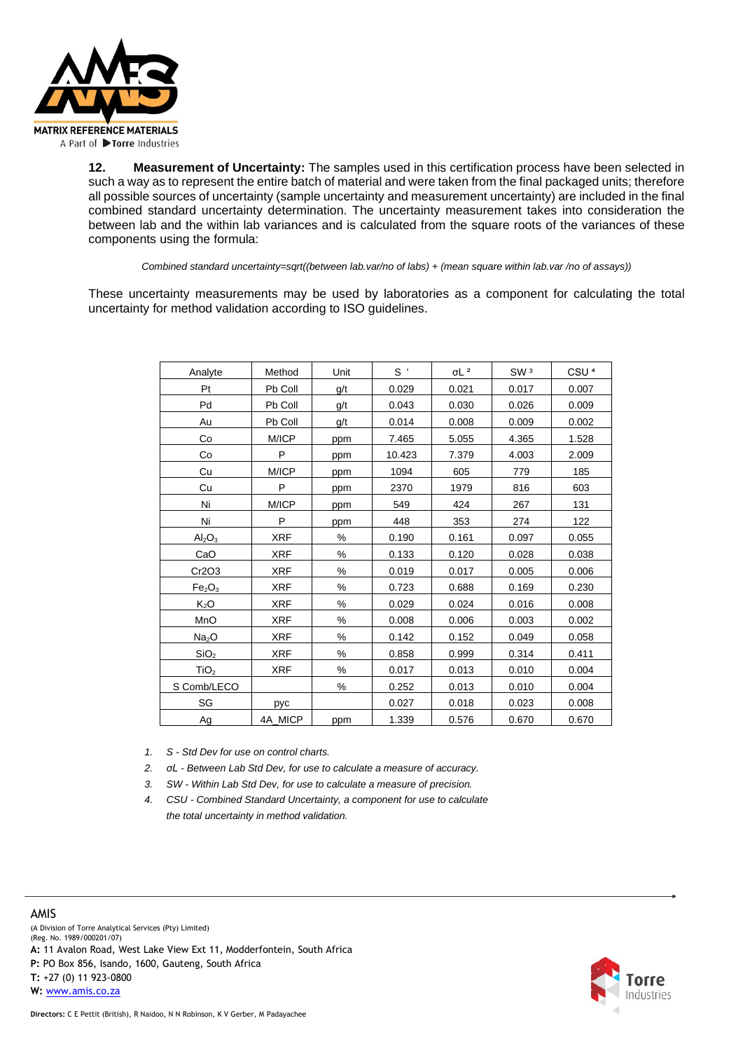**12. Measurement of Uncertainty:** The samples used in this certification process have been selected in such a way as to represent the entire batch of material and were taken from the final packaged units; therefore all possible sources of uncertainty (sample uncertainty and measurement uncertainty) are included in the final combined standard uncertainty determination. The uncertainty measurement takes into consideration the between lab and the within lab variances and is calculated from the square roots of the variances of these components using the formula:

*Combined standard uncertainty=sqrt((between lab.var/no of labs) + (mean square within lab.var /no of assays))*

These uncertainty measurements may be used by laboratories as a component for calculating the total uncertainty for method validation according to ISO guidelines.

| Analyte | Method | Unit | S [1] | σL [2] | SW [3] | CSU [4] |
|---|---|---|---|---|---|---|
| Pt | Pb Coll | g/t | 0.029 | 0.021 | 0.017 | 0.007 |
| Pd | Pb Coll | g/t | 0.043 | 0.030 | 0.026 | 0.009 |
| Au | Pb Coll | g/t | 0.014 | 0.008 | 0.009 | 0.002 |
| Co | M/ICP | ppm | 7.465 | 5.055 | 4.365 | 1.528 |
| Co | P | ppm | 10.423 | 7.379 | 4.003 | 2.009 |
| Cu | M/ICP | ppm | 1094 | 605 | 779 | 185 |
| Cu | P | ppm | 2370 | 1979 | 816 | 603 |
| Ni | M/ICP | ppm | 549 | 424 | 267 | 131 |
| Ni | P | ppm | 448 | 353 | 274 | 122 |
| $Al_2O_3$ | XRF | % | 0.190 | 0.161 | 0.097 | 0.055 |
| CaO | XRF | % | 0.133 | 0.120 | 0.028 | 0.038 |
| Cr2O3 | XRF | % | 0.019 | 0.017 | 0.005 | 0.006 |
| $Fe_2O_3$ | XRF | % | 0.723 | 0.688 | 0.169 | 0.230 |
| $K_2O$ | XRF | % | 0.029 | 0.024 | 0.016 | 0.008 |
| MnO | XRF | % | 0.008 | 0.006 | 0.003 | 0.002 |
| $Na_2O$ | XRF | % | 0.142 | 0.152 | 0.049 | 0.058 |
| $SiO_2$ | XRF | % | 0.858 | 0.999 | 0.314 | 0.411 |
| $TiO_2$ | XRF | % | 0.017 | 0.013 | 0.010 | 0.004 |
| S Comb/LECO | | % | 0.252 | 0.013 | 0.010 | 0.004 |
| SG | pyc | | 0.027 | 0.018 | 0.023 | 0.008 |
| Ag | 4A_MICP | ppm | 1.339 | 0.576 | 0.670 | 0.670 |

1. *S - Std Dev for use on control charts.*
2. *σL - Between Lab Std Dev, for use to calculate a measure of accuracy.*
3. *SW - Within Lab Std Dev, for use to calculate a measure of precision.*
4. *CSU - Combined Standard Uncertainty, a component for use to calculate the total uncertainty in method validation.*

AMIS

(A Division of Torre Analytical Services (Pty) Limited)
(Reg. No. 1989/000201/07)

**A:** 11 Avalon Road, West Lake View Ext 11, Modderfontein, South Africa
**P:** PO Box 856, Isando, 1600, Gauteng, South Africa
**T:** +27 (0) 11 923-0800
**W:** www.amis.co.za

**Directors:** C E Pettit (British), R Naidoo, N N Robinson, K V Gerber, M Padayachee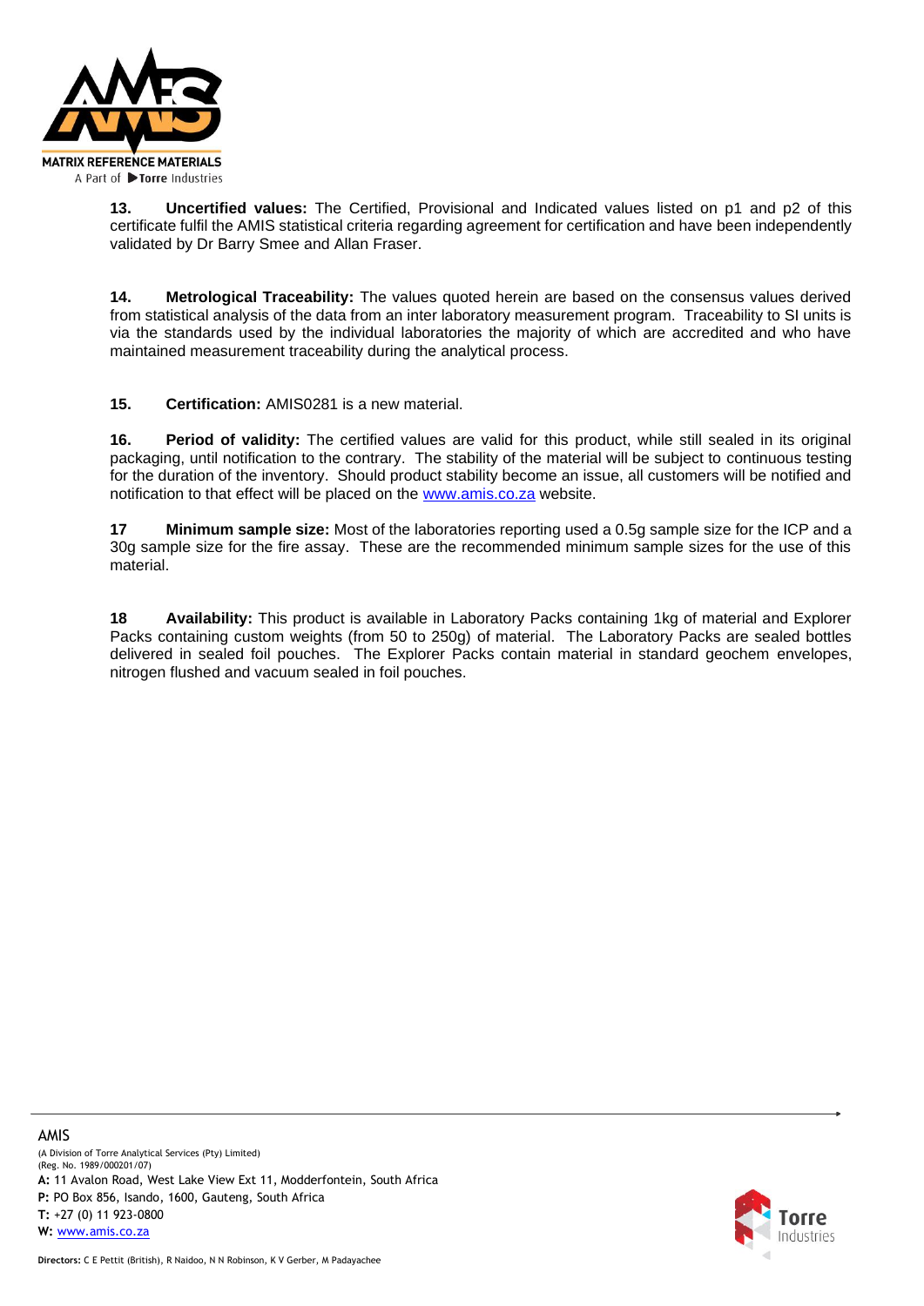**13. Uncertified values:** The Certified, Provisional and Indicated values listed on p1 and p2 of this certificate fulfil the AMIS statistical criteria regarding agreement for certification and have been independently validated by Dr Barry Smee and Allan Fraser.

**14. Metrological Traceability:** The values quoted herein are based on the consensus values derived from statistical analysis of the data from an inter laboratory measurement program. Traceability to SI units is via the standards used by the individual laboratories the majority of which are accredited and who have maintained measurement traceability during the analytical process.

**15. Certification:** AMIS0281 is a new material.

**16. Period of validity:** The certified values are valid for this product, while still sealed in its original packaging, until notification to the contrary. The stability of the material will be subject to continuous testing for the duration of the inventory. Should product stability become an issue, all customers will be notified and notification to that effect will be placed on the www.amis.co.za website.

**17 Minimum sample size:** Most of the laboratories reporting used a 0.5g sample size for the ICP and a 30g sample size for the fire assay. These are the recommended minimum sample sizes for the use of this material.

**18 Availability:** This product is available in Laboratory Packs containing 1kg of material and Explorer Packs containing custom weights (from 50 to 250g) of material. The Laboratory Packs are sealed bottles delivered in sealed foil pouches. The Explorer Packs contain material in standard geochem envelopes, nitrogen flushed and vacuum sealed in foil pouches.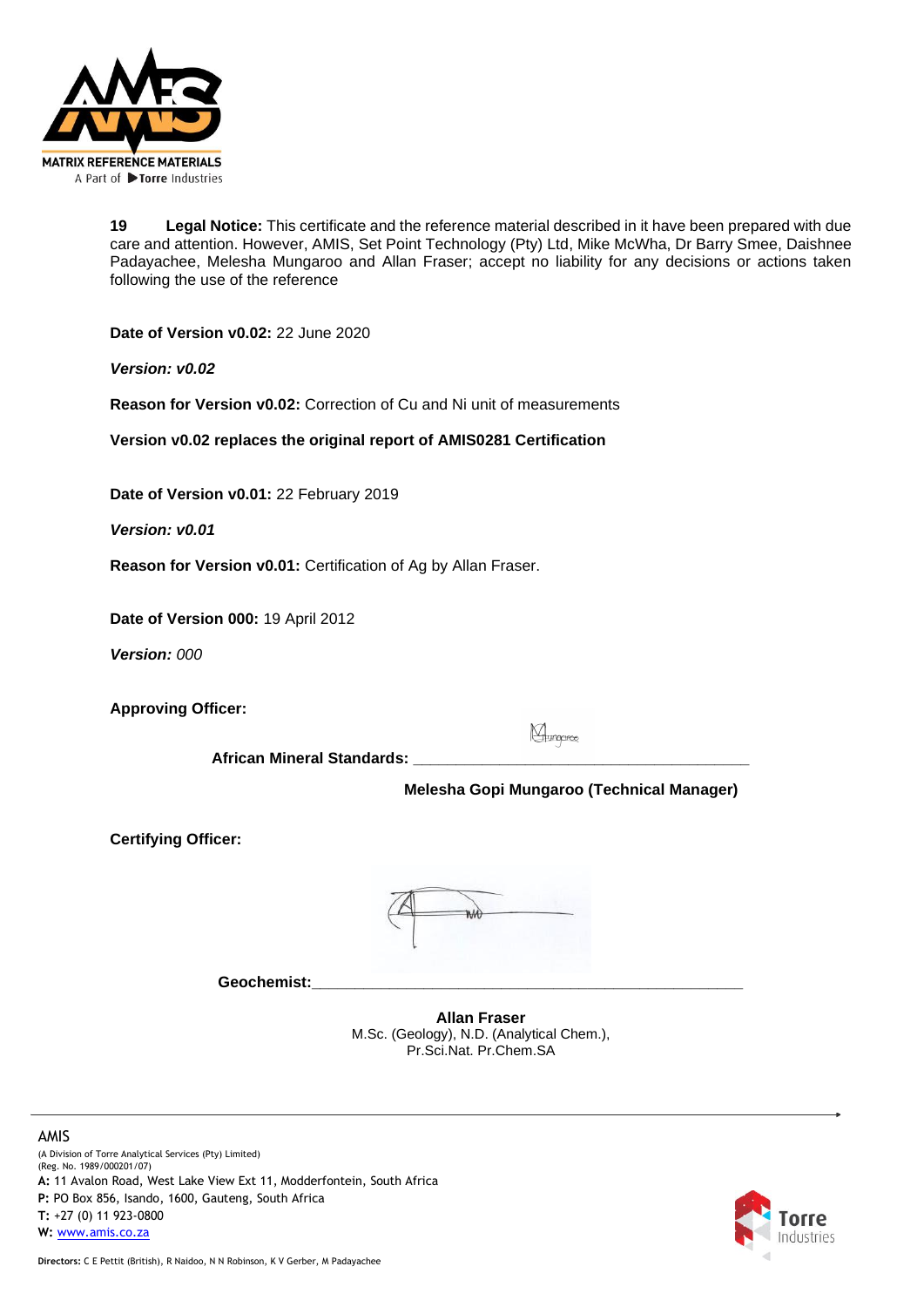**19 Legal Notice:** This certificate and the reference material described in it have been prepared with due care and attention. However, AMIS, Set Point Technology (Pty) Ltd, Mike McWha, Dr Barry Smee, Daishnee Padayachee, Melesha Mungaroo and Allan Fraser; accept no liability for any decisions or actions taken following the use of the reference

**Date of Version v0.02:** 22 June 2020

***Version: v0.02***

**Reason for Version v0.02:** Correction of Cu and Ni unit of measurements

**Version v0.02 replaces the original report of AMIS0281 Certification**

**Date of Version v0.01:** 22 February 2019

***Version: v0.01***

**Reason for Version v0.01:** Certification of Ag by Allan Fraser.

**Date of Version 000:** 19 April 2012

***Version:*** *000*

**Approving Officer:**

**African Mineral Standards:** ________________________________________

**Melesha Gopi Mungaroo (Technical Manager)**

**Certifying Officer:**

**Geochemist:**________________________________________________

**Allan Fraser**
M.Sc. (Geology), N.D. (Analytical Chem.),
Pr.Sci.Nat. Pr.Chem.SA

AMIS
(A Division of Torre Analytical Services (Pty) Limited)
(Reg. No. 1989/000201/07)
**A:** 11 Avalon Road, West Lake View Ext 11, Modderfontein, South Africa
**P:** PO Box 856, Isando, 1600, Gauteng, South Africa
**T:** +27 (0) 11 923-0800
**W:** www.amis.co.za

**Directors:** C E Pettit (British), R Naidoo, N N Robinson, K V Gerber, M Padayachee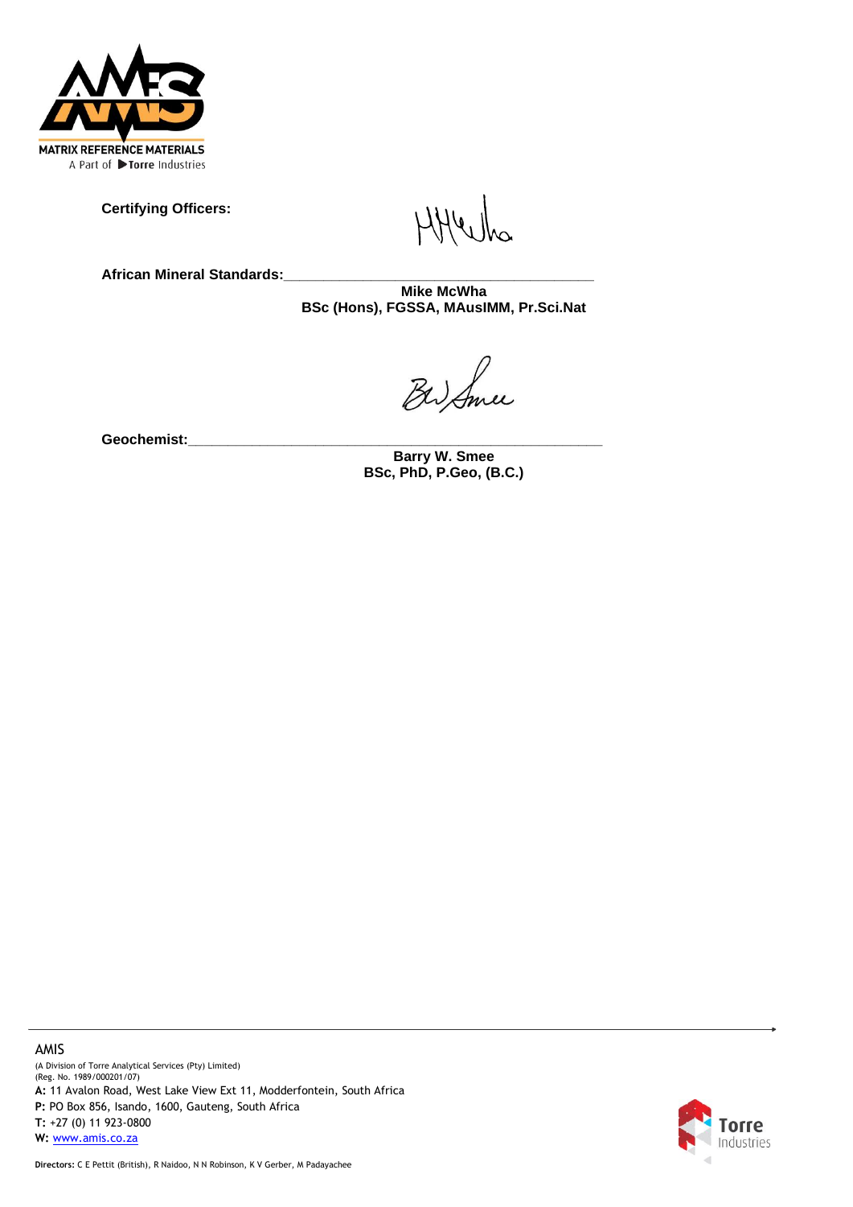**Certifying Officers:**

**African Mineral Standards:**\_\_\_\_\_\_\_\_\_\_\_\_\_\_\_\_\_\_\_\_\_\_\_\_\_\_\_\_\_\_\_\_\_\_\_\_\_\_\_\_

**Mike McWha**
**BSc (Hons), FGSSA, MAusIMM, Pr.Sci.Nat**

**Geochemist:**\_\_\_\_\_\_\_\_\_\_\_\_\_\_\_\_\_\_\_\_\_\_\_\_\_\_\_\_\_\_\_\_\_\_\_\_\_\_\_\_\_\_\_\_\_\_\_\_\_\_

**Barry W. Smee**
**BSc, PhD, P.Geo, (B.C.)**

AMIS
(A Division of Torre Analytical Services (Pty) Limited)
(Reg. No. 1989/000201/07)
**A:** 11 Avalon Road, West Lake View Ext 11, Modderfontein, South Africa
**P:** PO Box 856, Isando, 1600, Gauteng, South Africa
**T:** +27 (0) 11 923-0800
**W:** www.amis.co.za

**Directors:** C E Pettit (British), R Naidoo, N N Robinson, K V Gerber, M Padayachee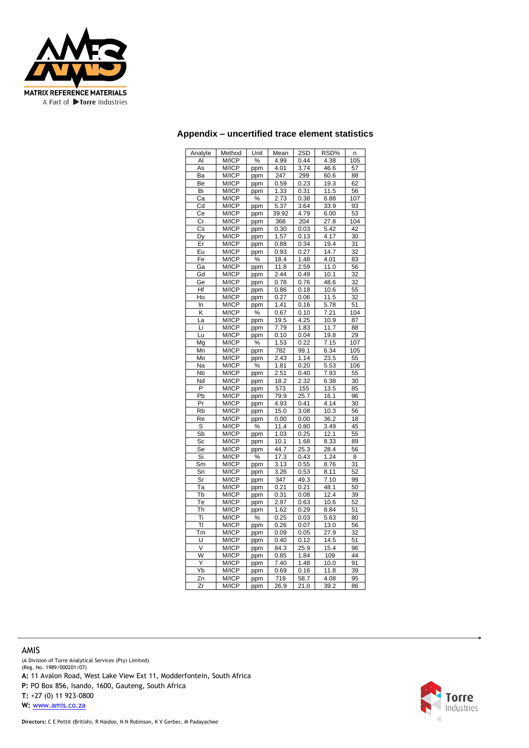## Appendix – uncertified trace element statistics

| Analyte | Method | Unit | Mean | 2SD | RSD% | n |
|---|---|---|---|---|---|---|
| Al | M/ICP | % | 4.99 | 0.44 | 4.38 | 105 |
| As | M/ICP | ppm | 4.01 | 3.74 | 46.6 | 57 |
| Ba | M/ICP | ppm | 247 | 299 | 60.6 | 88 |
| Be | M/ICP | ppm | 0.59 | 0.23 | 19.3 | 62 |
| Bi | M/ICP | ppm | 1.33 | 0.31 | 11.5 | 56 |
| Ca | M/ICP | % | 2.73 | 0.38 | 6.88 | 107 |
| Cd | M/ICP | ppm | 5.37 | 3.64 | 33.9 | 93 |
| Ce | M/ICP | ppm | 39.92 | 4.79 | 6.00 | 53 |
| Cr | M/ICP | ppm | 368 | 204 | 27.8 | 104 |
| Cs | M/ICP | ppm | 0.30 | 0.03 | 5.42 | 42 |
| Dy | M/ICP | ppm | 1.57 | 0.13 | 4.17 | 30 |
| Er | M/ICP | ppm | 0.88 | 0.34 | 19.4 | 31 |
| Eu | M/ICP | ppm | 0.93 | 0.27 | 14.7 | 32 |
| Fe | M/ICP | % | 18.4 | 1.48 | 4.01 | 83 |
| Ga | M/ICP | ppm | 11.8 | 2.59 | 11.0 | 56 |
| Gd | M/ICP | ppm | 2.44 | 0.49 | 10.1 | 32 |
| Ge | M/ICP | ppm | 0.78 | 0.76 | 48.6 | 32 |
| Hf | M/ICP | ppm | 0.86 | 0.18 | 10.6 | 55 |
| Ho | M/ICP | ppm | 0.27 | 0.06 | 11.5 | 32 |
| In | M/ICP | ppm | 1.41 | 0.16 | 5.78 | 51 |
| K | M/ICP | % | 0.67 | 0.10 | 7.21 | 104 |
| La | M/ICP | ppm | 19.5 | 4.25 | 10.9 | 87 |
| Li | M/ICP | ppm | 7.79 | 1.83 | 11.7 | 88 |
| Lu | M/ICP | ppm | 0.10 | 0.04 | 19.8 | 29 |
| Mg | M/ICP | % | 1.53 | 0.22 | 7.15 | 107 |
| Mn | M/ICP | ppm | 782 | 99.1 | 6.34 | 105 |
| Mo | M/ICP | ppm | 2.43 | 1.14 | 23.5 | 55 |
| Na | M/ICP | % | 1.81 | 0.20 | 5.53 | 106 |
| Nb | M/ICP | ppm | 2.51 | 0.40 | 7.93 | 55 |
| Nd | M/ICP | ppm | 18.2 | 2.32 | 6.38 | 30 |
| P | M/ICP | ppm | 573 | 155 | 13.5 | 85 |
| Pb | M/ICP | ppm | 79.9 | 25.7 | 16.1 | 96 |
| Pr | M/ICP | ppm | 4.93 | 0.41 | 4.14 | 30 |
| Rb | M/ICP | ppm | 15.0 | 3.08 | 10.3 | 56 |
| Re | M/ICP | ppm | 0.00 | 0.00 | 36.2 | 18 |
| S | M/ICP | % | 11.4 | 0.80 | 3.49 | 45 |
| Sb | M/ICP | ppm | 1.03 | 0.25 | 12.1 | 55 |
| Sc | M/ICP | ppm | 10.1 | 1.68 | 8.33 | 89 |
| Se | M/ICP | ppm | 44.7 | 25.3 | 28.4 | 56 |
| Si | M/ICP | % | 17.3 | 0.43 | 1.24 | 8 |
| Sm | M/ICP | ppm | 3.13 | 0.55 | 8.76 | 31 |
| Sn | M/ICP | ppm | 3.26 | 0.53 | 8.11 | 52 |
| Sr | M/ICP | ppm | 347 | 49.3 | 7.10 | 99 |
| Ta | M/ICP | ppm | 0.21 | 0.21 | 48.1 | 50 |
| Tb | M/ICP | ppm | 0.31 | 0.08 | 12.4 | 39 |
| Te | M/ICP | ppm | 2.97 | 0.63 | 10.6 | 52 |
| Th | M/ICP | ppm | 1.62 | 0.29 | 8.84 | 51 |
| Ti | M/ICP | % | 0.25 | 0.03 | 5.63 | 80 |
| Tl | M/ICP | ppm | 0.26 | 0.07 | 13.0 | 56 |
| Tm | M/ICP | ppm | 0.09 | 0.05 | 27.9 | 32 |
| U | M/ICP | ppm | 0.40 | 0.12 | 14.5 | 51 |
| V | M/ICP | ppm | 84.3 | 25.9 | 15.4 | 96 |
| W | M/ICP | ppm | 0.85 | 1.84 | 109 | 44 |
| Y | M/ICP | ppm | 7.40 | 1.48 | 10.0 | 91 |
| Yb | M/ICP | ppm | 0.69 | 0.16 | 11.8 | 39 |
| Zn | M/ICP | ppm | 719 | 58.7 | 4.08 | 95 |
| Zr | M/ICP | ppm | 26.9 | 21.0 | 39.2 | 86 |